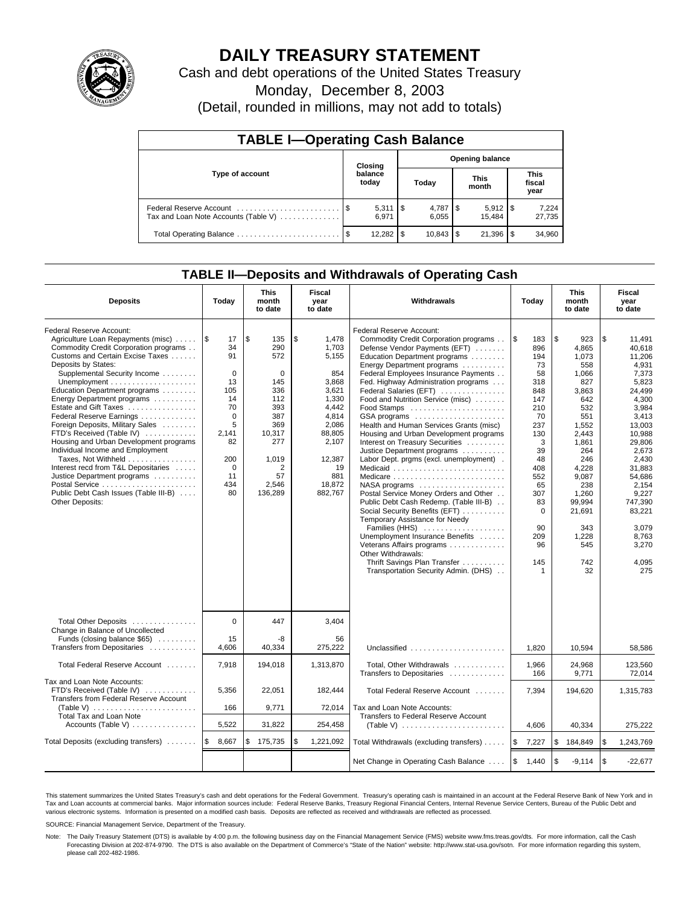# DAILY TREASURY STATEMENT

Cash and debt operations of the United States Treasury

Monday, December 8, 2003

(Detail, rounded in millions, may not add to totals)

## TABLE I—Operating Cash Balance

| Type of account | Closing balance today | Opening balance Today | Opening balance This month | Opening balance This fiscal year |
|---|---|---|---|---|
| Federal Reserve Account | $ 5,311 | $ 4,787 | $ 5,912 | $ 7,224 |
| Tax and Loan Note Accounts (Table V) | 6,971 | 6,055 | 15,484 | 27,735 |
| Total Operating Balance | $ 12,282 | $ 10,843 | $ 21,396 | $ 34,960 |

## TABLE II—Deposits and Withdrawals of Operating Cash

| Deposits | Today | This month to date | Fiscal year to date | Withdrawals | Today | This month to date | Fiscal year to date |
|---|---|---|---|---|---|---|---|
| Federal Reserve Account: | | | | Federal Reserve Account: | | | |
| Agriculture Loan Repayments (misc) | $ 17 | $ 135 | $ 1,478 | Commodity Credit Corporation programs | $ 183 | $ 923 | $ 11,491 |
| Commodity Credit Corporation programs | 34 | 290 | 1,703 | Defense Vendor Payments (EFT) | 896 | 4,865 | 40,618 |
| Customs and Certain Excise Taxes | 91 | 572 | 5,155 | Education Department programs | 194 | 1,073 | 11,206 |
| Deposits by States: | | | | Energy Department programs | 73 | 558 | 4,931 |
| Supplemental Security Income | 0 | 0 | 854 | Federal Employees Insurance Payments | 58 | 1,066 | 7,373 |
| Unemployment | 13 | 145 | 3,868 | Fed. Highway Administration programs | 318 | 827 | 5,823 |
| Education Department programs | 105 | 336 | 3,621 | Federal Salaries (EFT) | 848 | 3,863 | 24,499 |
| Energy Department programs | 14 | 112 | 1,330 | Food and Nutrition Service (misc) | 147 | 642 | 4,300 |
| Estate and Gift Taxes | 70 | 393 | 4,442 | Food Stamps | 210 | 532 | 3,984 |
| Federal Reserve Earnings | 0 | 387 | 4,814 | GSA programs | 70 | 551 | 3,413 |
| Foreign Deposits, Military Sales | 5 | 369 | 2,086 | Health and Human Services Grants (misc) | 237 | 1,552 | 13,003 |
| FTD's Received (Table IV) | 2,141 | 10,317 | 88,805 | Housing and Urban Development programs | 130 | 2,443 | 10,988 |
| Housing and Urban Development programs | 82 | 277 | 2,107 | Interest on Treasury Securities | 3 | 1,861 | 29,806 |
| Individual Income and Employment | | | | Justice Department programs | 39 | 264 | 2,673 |
| Taxes, Not Withheld | 200 | 1,019 | 12,387 | Labor Dept. prgms (excl. unemployment) | 48 | 246 | 2,430 |
| Interest recd from T&L Depositaries | 0 | 2 | 19 | Medicaid | 408 | 4,228 | 31,883 |
| Justice Department programs | 11 | 57 | 881 | Medicare | 552 | 9,087 | 54,686 |
| Postal Service | 434 | 2,546 | 18,872 | NASA programs | 65 | 238 | 2,154 |
| Public Debt Cash Issues (Table III-B) | 80 | 136,289 | 882,767 | Postal Service Money Orders and Other | 307 | 1,260 | 9,227 |
| Other Deposits: | | | | Public Debt Cash Redemp. (Table III-B) | 83 | 99,994 | 747,390 |
| | | | | Social Security Benefits (EFT) | 0 | 21,691 | 83,221 |
| | | | | Temporary Assistance for Needy Families (HHS) | 90 | 343 | 3,079 |
| | | | | Unemployment Insurance Benefits | 209 | 1,228 | 8,763 |
| | | | | Veterans Affairs programs | 96 | 545 | 3,270 |
| | | | | Other Withdrawals: | | | |
| | | | | Thrift Savings Plan Transfer | 145 | 742 | 4,095 |
| | | | | Transportation Security Admin. (DHS) | 1 | 32 | 275 |
| Total Other Deposits | 0 | 447 | 3,404 | | | | |
| Change in Balance of Uncollected Funds (closing balance $65) | 15 | -8 | 56 | | | | |
| Transfers from Depositaries | 4,606 | 40,334 | 275,222 | Unclassified | 1,820 | 10,594 | 58,586 |
| Total Federal Reserve Account | 7,918 | 194,018 | 1,313,870 | Total, Other Withdrawals | 1,966 | 24,968 | 123,560 |
| | | | | Transfers to Depositaries | 166 | 9,771 | 72,014 |
| Tax and Loan Note Accounts: | | | | | | | |
| FTD's Received (Table IV) | 5,356 | 22,051 | 182,444 | Total Federal Reserve Account | 7,394 | 194,620 | 1,315,783 |
| Transfers from Federal Reserve Account (Table V) | 166 | 9,771 | 72,014 | Tax and Loan Note Accounts: | | | |
| Total Tax and Loan Note Accounts (Table V) | 5,522 | 31,822 | 254,458 | Transfers to Federal Reserve Account (Table V) | 4,606 | 40,334 | 275,222 |
| Total Deposits (excluding transfers) | $ 8,667 | $ 175,735 | $ 1,221,092 | Total Withdrawals (excluding transfers) | $ 7,227 | $ 184,849 | $ 1,243,769 |
| | | | | Net Change in Operating Cash Balance | $ 1,440 | $ -9,114 | $ -22,677 |

This statement summarizes the United States Treasury's cash and debt operations for the Federal Government. Treasury's operating cash is maintained in an account at the Federal Reserve Bank of New York and in Tax and Loan accounts at commercial banks. Major information sources include: Federal Reserve Banks, Treasury Regional Financial Centers, Internal Revenue Service Centers, Bureau of the Public Debt and various electronic systems. Information is presented on a modified cash basis. Deposits are reflected as received and withdrawals are reflected as processed.

SOURCE: Financial Management Service, Department of the Treasury.

Note: The Daily Treasury Statement (DTS) is available by 4:00 p.m. the following business day on the Financial Management Service (FMS) website www.fms.treas.gov/dts. For more information, call the Cash Forecasting Division at 202-874-9790. The DTS is also available on the Department of Commerce's "State of the Nation" website: http://www.stat-usa.gov/sotn. For more information regarding this system, please call 202-482-1986.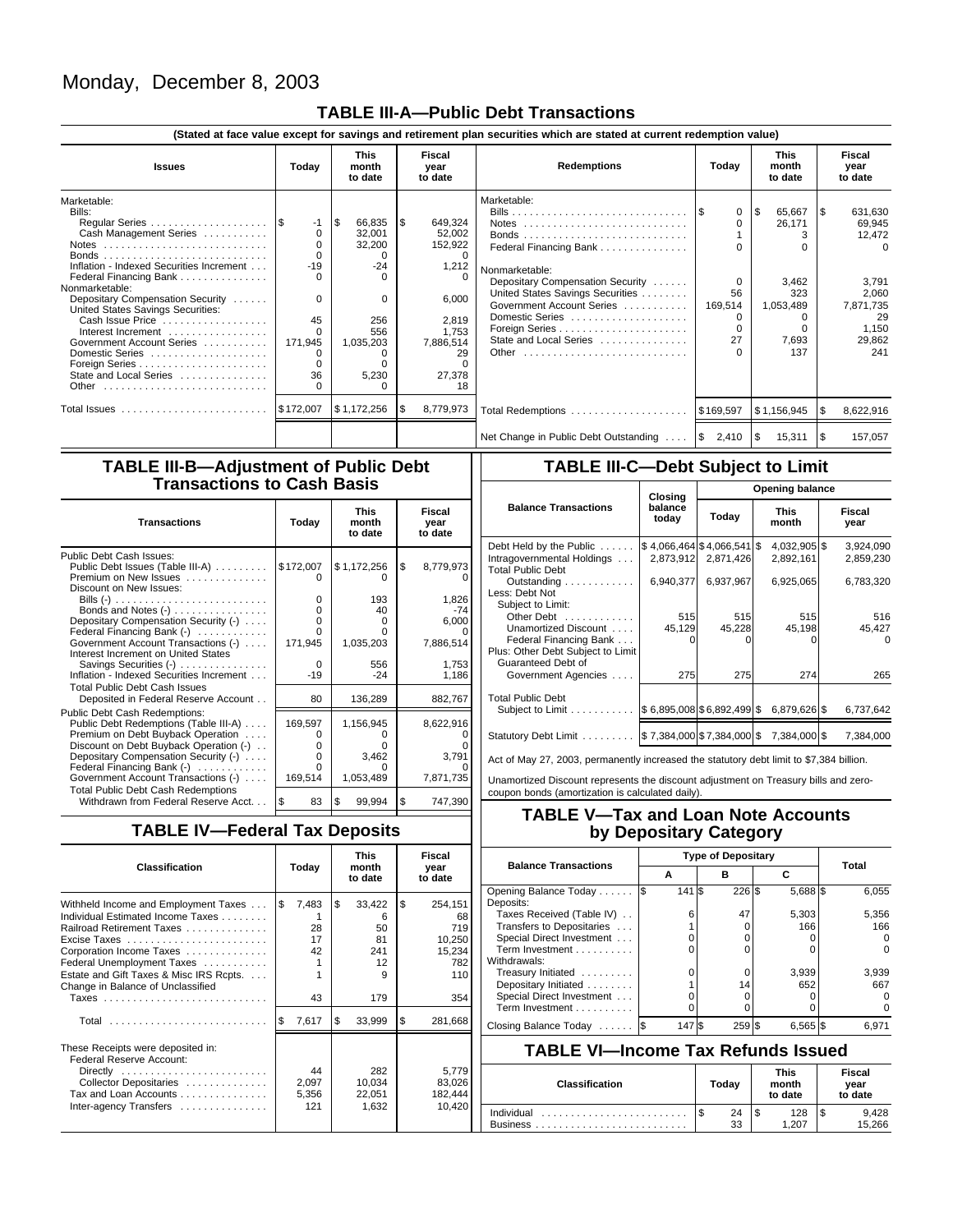# Monday, December 8, 2003

## TABLE III-A—Public Debt Transactions

(Stated at face value except for savings and retirement plan securities which are stated at current redemption value)

| Issues | Today | This month to date | Fiscal year to date |
|---|---|---|---|
| Marketable: | | | |
| Bills: | | | |
| Regular Series | $ -1 | $ 66,835 | $ 649,324 |
| Cash Management Series | 0 | 32,001 | 52,002 |
| Notes | 0 | 32,200 | 152,922 |
| Bonds | 0 | 0 | 0 |
| Inflation - Indexed Securities Increment | -19 | -24 | 1,212 |
| Federal Financing Bank | 0 | 0 | 0 |
| Nonmarketable: | | | |
| Depositary Compensation Security | 0 | 0 | 6,000 |
| United States Savings Securities: | | | |
| Cash Issue Price | 45 | 256 | 2,819 |
| Interest Increment | 0 | 556 | 1,753 |
| Government Account Series | 171,945 | 1,035,203 | 7,886,514 |
| Domestic Series | 0 | 0 | 29 |
| Foreign Series | 0 | 0 | 0 |
| State and Local Series | 36 | 5,230 | 27,378 |
| Other | 0 | 0 | 18 |
| Total Issues | $172,007 | $1,172,256 | $ 8,779,973 |

| Redemptions | Today | This month to date | Fiscal year to date |
|---|---|---|---|
| Marketable: | | | |
| Bills | $ 0 | $ 65,667 | $ 631,630 |
| Notes | 0 | 26,171 | 69,945 |
| Bonds | 1 | 3 | 12,472 |
| Federal Financing Bank | 0 | 0 | 0 |
| Nonmarketable: | | | |
| Depositary Compensation Security | 0 | 3,462 | 3,791 |
| United States Savings Securities | 56 | 323 | 2,060 |
| Government Account Series | 169,514 | 1,053,489 | 7,871,735 |
| Domestic Series | 0 | 0 | 29 |
| Foreign Series | 0 | 0 | 1,150 |
| State and Local Series | 27 | 7,693 | 29,862 |
| Other | 0 | 137 | 241 |
| Total Redemptions | $169,597 | $1,156,945 | $ 8,622,916 |
| Net Change in Public Debt Outstanding | $ 2,410 | $ 15,311 | $ 157,057 |

## TABLE III-B—Adjustment of Public Debt Transactions to Cash Basis

| Transactions | Today | This month to date | Fiscal year to date |
|---|---|---|---|
| Public Debt Cash Issues: | | | |
| Public Debt Issues (Table III-A) | $172,007 | $1,172,256 | $ 8,779,973 |
| Premium on New Issues | 0 | 0 | 0 |
| Discount on New Issues: | | | |
| Bills (-) | 0 | 193 | 1,826 |
| Bonds and Notes (-) | 0 | 40 | -74 |
| Depositary Compensation Security (-) | 0 | 0 | 6,000 |
| Federal Financing Bank (-) | 0 | 0 | 0 |
| Government Account Transactions (-) | 171,945 | 1,035,203 | 7,886,514 |
| Interest Increment on United States Savings Securities (-) | 0 | 556 | 1,753 |
| Inflation - Indexed Securities Increment | -19 | -24 | 1,186 |
| Total Public Debt Cash Issues Deposited in Federal Reserve Account | 80 | 136,289 | 882,767 |
| Public Debt Cash Redemptions: | | | |
| Public Debt Redemptions (Table III-A) | 169,597 | 1,156,945 | 8,622,916 |
| Premium on Debt Buyback Operation | 0 | 0 | 0 |
| Discount on Debt Buyback Operation (-) | 0 | 0 | 0 |
| Depositary Compensation Security (-) | 0 | 3,462 | 3,791 |
| Federal Financing Bank (-) | 0 | 0 | 0 |
| Government Account Transactions (-) | 169,514 | 1,053,489 | 7,871,735 |
| Total Public Debt Cash Redemptions Withdrawn from Federal Reserve Acct. | $ 83 | $ 99,994 | $ 747,390 |

## TABLE III-C—Debt Subject to Limit

| Balance Transactions | Closing balance today | Opening balance Today | Opening balance This month | Opening balance Fiscal year |
|---|---|---|---|---|
| Debt Held by the Public | $ 4,066,464 | $ 4,066,541 | $ 4,032,905 | $ 3,924,090 |
| Intragovernmental Holdings | 2,873,912 | 2,871,426 | 2,892,161 | 2,859,230 |
| Total Public Debt Outstanding | 6,940,377 | 6,937,967 | 6,925,065 | 6,783,320 |
| Less: Debt Not Subject to Limit: | | | | |
| Other Debt | 515 | 515 | 515 | 516 |
| Unamortized Discount | 45,129 | 45,228 | 45,198 | 45,427 |
| Federal Financing Bank | 0 | 0 | 0 | 0 |
| Plus: Other Debt Subject to Limit Guaranteed Debt of Government Agencies | 275 | 275 | 274 | 265 |
| Total Public Debt Subject to Limit | $ 6,895,008 | $ 6,892,499 | $ 6,879,626 | $ 6,737,642 |
| Statutory Debt Limit | $ 7,384,000 | $ 7,384,000 | $ 7,384,000 | $ 7,384,000 |

Act of May 27, 2003, permanently increased the statutory debt limit to $7,384 billion.

Unamortized Discount represents the discount adjustment on Treasury bills and zero-coupon bonds (amortization is calculated daily).

## TABLE IV—Federal Tax Deposits

| Classification | Today | This month to date | Fiscal year to date |
|---|---|---|---|
| Withheld Income and Employment Taxes | $ 7,483 | $ 33,422 | $ 254,151 |
| Individual Estimated Income Taxes | 1 | 6 | 68 |
| Railroad Retirement Taxes | 28 | 50 | 719 |
| Excise Taxes | 17 | 81 | 10,250 |
| Corporation Income Taxes | 42 | 241 | 15,234 |
| Federal Unemployment Taxes | 1 | 12 | 782 |
| Estate and Gift Taxes & Misc IRS Rcpts. | 1 | 9 | 110 |
| Change in Balance of Unclassified Taxes | 43 | 179 | 354 |
| Total | $ 7,617 | $ 33,999 | $ 281,668 |
| These Receipts were deposited in: | | | |
| Federal Reserve Account: | | | |
| Directly | 44 | 282 | 5,779 |
| Collector Depositaries | 2,097 | 10,034 | 83,026 |
| Tax and Loan Accounts | 5,356 | 22,051 | 182,444 |
| Inter-agency Transfers | 121 | 1,632 | 10,420 |

## TABLE V—Tax and Loan Note Accounts by Depositary Category

| Balance Transactions | Type of Depositary A | B | C | Total |
|---|---|---|---|---|
| Opening Balance Today | $ 141 | $ 226 | $ 5,688 | $ 6,055 |
| Deposits: | | | | |
| Taxes Received (Table IV) | 6 | 47 | 5,303 | 5,356 |
| Transfers to Depositaries | 1 | 0 | 166 | 166 |
| Special Direct Investment | 0 | 0 | 0 | 0 |
| Term Investment | 0 | 0 | 0 | 0 |
| Withdrawals: | | | | |
| Treasury Initiated | 0 | 0 | 3,939 | 3,939 |
| Depositary Initiated | 1 | 14 | 652 | 667 |
| Special Direct Investment | 0 | 0 | 0 | 0 |
| Term Investment | 0 | 0 | 0 | 0 |
| Closing Balance Today | $ 147 | $ 259 | $ 6,565 | $ 6,971 |

## TABLE VI—Income Tax Refunds Issued

| Classification | Today | This month to date | Fiscal year to date |
|---|---|---|---|
| Individual | $ 24 | $ 128 | $ 9,428 |
| Business | 33 | 1,207 | 15,266 |